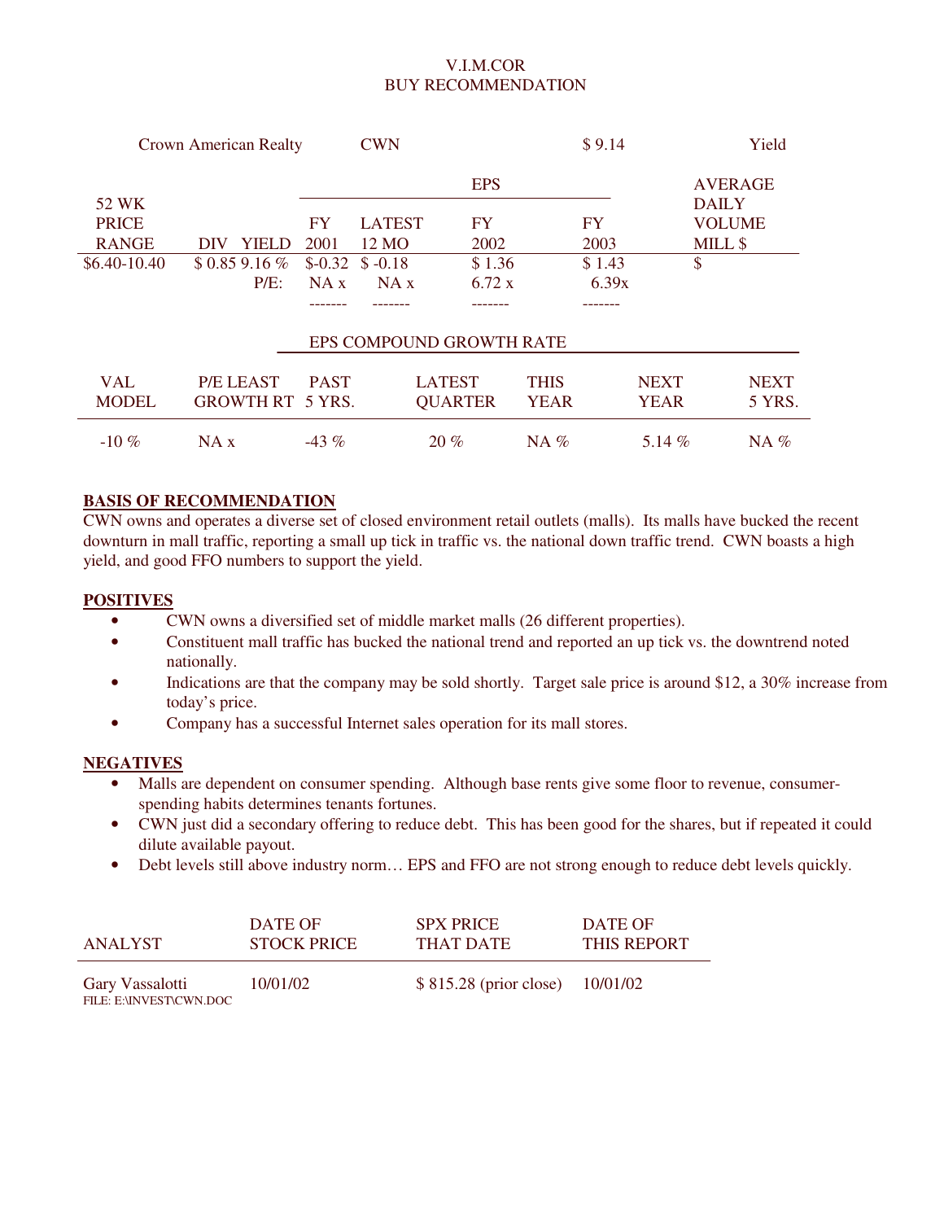# V.I.M.COR
## BUY RECOMMENDATION

| Crown American Realty | | CWN | | | $ 9.14 | | Yield |
|---|---|---|---|---|---|---|---|

| 52 WK PRICE RANGE | DIV | YIELD | EPS FY 2001 | EPS LATEST 12 MO | EPS FY 2002 | EPS FY 2003 | AVERAGE DAILY VOLUME MILL $ |
|---|---|---|---|---|---|---|---|
| $6.40-10.40 | $ 0.85 | 9.16 % | $-0.32 | $ -0.18 | $ 1.36 | $ 1.43 | $ |
| | | P/E: | NA x | NA x | 6.72 x | 6.39x | |
| | | | ------- | ------- | ------- | ------- | |

| VAL MODEL | P/E LEAST GROWTH RT | EPS COMPOUND GROWTH RATE: PAST 5 YRS. | LATEST QUARTER | THIS YEAR | NEXT YEAR | NEXT 5 YRS. |
|---|---|---|---|---|---|---|
| -10 % | NA x | -43 % | 20 % | NA % | 5.14 % | NA % |

**BASIS OF RECOMMENDATION**

CWN owns and operates a diverse set of closed environment retail outlets (malls). Its malls have bucked the recent downturn in mall traffic, reporting a small up tick in traffic vs. the national down traffic trend. CWN boasts a high yield, and good FFO numbers to support the yield.

**POSITIVES**

- CWN owns a diversified set of middle market malls (26 different properties).
- Constituent mall traffic has bucked the national trend and reported an up tick vs. the downtrend noted nationally.
- Indications are that the company may be sold shortly. Target sale price is around $12, a 30% increase from today's price.
- Company has a successful Internet sales operation for its mall stores.

**NEGATIVES**

- Malls are dependent on consumer spending. Although base rents give some floor to revenue, consumer-spending habits determines tenants fortunes.
- CWN just did a secondary offering to reduce debt. This has been good for the shares, but if repeated it could dilute available payout.
- Debt levels still above industry norm… EPS and FFO are not strong enough to reduce debt levels quickly.

| ANALYST | DATE OF STOCK PRICE | SPX PRICE THAT DATE | DATE OF THIS REPORT |
|---|---|---|---|
| Gary Vassalotti<br>FILE: E:\INVEST\CWN.DOC | 10/01/02 | $ 815.28 (prior close) | 10/01/02 |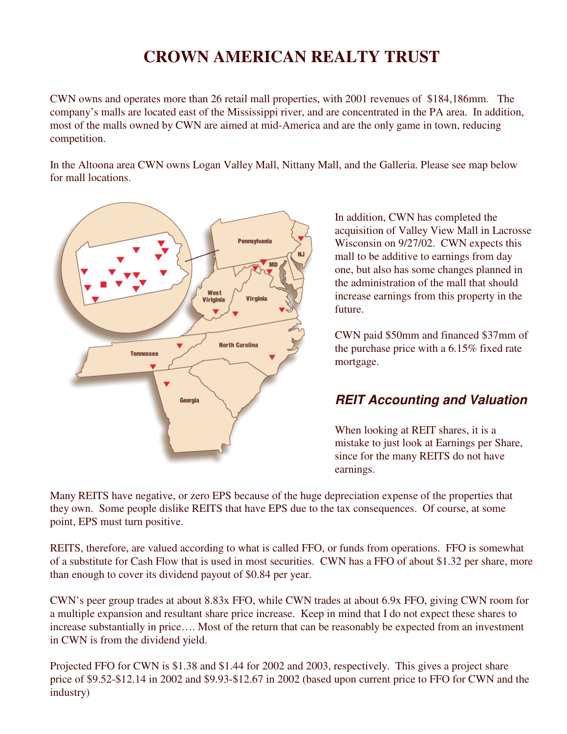# CROWN AMERICAN REALTY TRUST

CWN owns and operates more than 26 retail mall properties, with 2001 revenues of $184,186mm. The company's malls are located east of the Mississippi river, and are concentrated in the PA area. In addition, most of the malls owned by CWN are aimed at mid-America and are the only game in town, reducing competition.

In the Altoona area CWN owns Logan Valley Mall, Nittany Mall, and the Galleria. Please see map below for mall locations.

In addition, CWN has completed the acquisition of Valley View Mall in Lacrosse Wisconsin on 9/27/02. CWN expects this mall to be additive to earnings from day one, but also has some changes planned in the administration of the mall that should increase earnings from this property in the future.

CWN paid $50mm and financed $37mm of the purchase price with a 6.15% fixed rate mortgage.

## *REIT Accounting and Valuation*

When looking at REIT shares, it is a mistake to just look at Earnings per Share, since for the many REITS do not have earnings.

Many REITS have negative, or zero EPS because of the huge depreciation expense of the properties that they own. Some people dislike REITS that have EPS due to the tax consequences. Of course, at some point, EPS must turn positive.

REITS, therefore, are valued according to what is called FFO, or funds from operations. FFO is somewhat of a substitute for Cash Flow that is used in most securities. CWN has a FFO of about $1.32 per share, more than enough to cover its dividend payout of $0.84 per year.

CWN's peer group trades at about 8.83x FFO, while CWN trades at about 6.9x FFO, giving CWN room for a multiple expansion and resultant share price increase. Keep in mind that I do not expect these shares to increase substantially in price…. Most of the return that can be reasonably be expected from an investment in CWN is from the dividend yield.

Projected FFO for CWN is $1.38 and $1.44 for 2002 and 2003, respectively. This gives a project share price of $9.52-$12.14 in 2002 and $9.93-$12.67 in 2002 (based upon current price to FFO for CWN and the industry)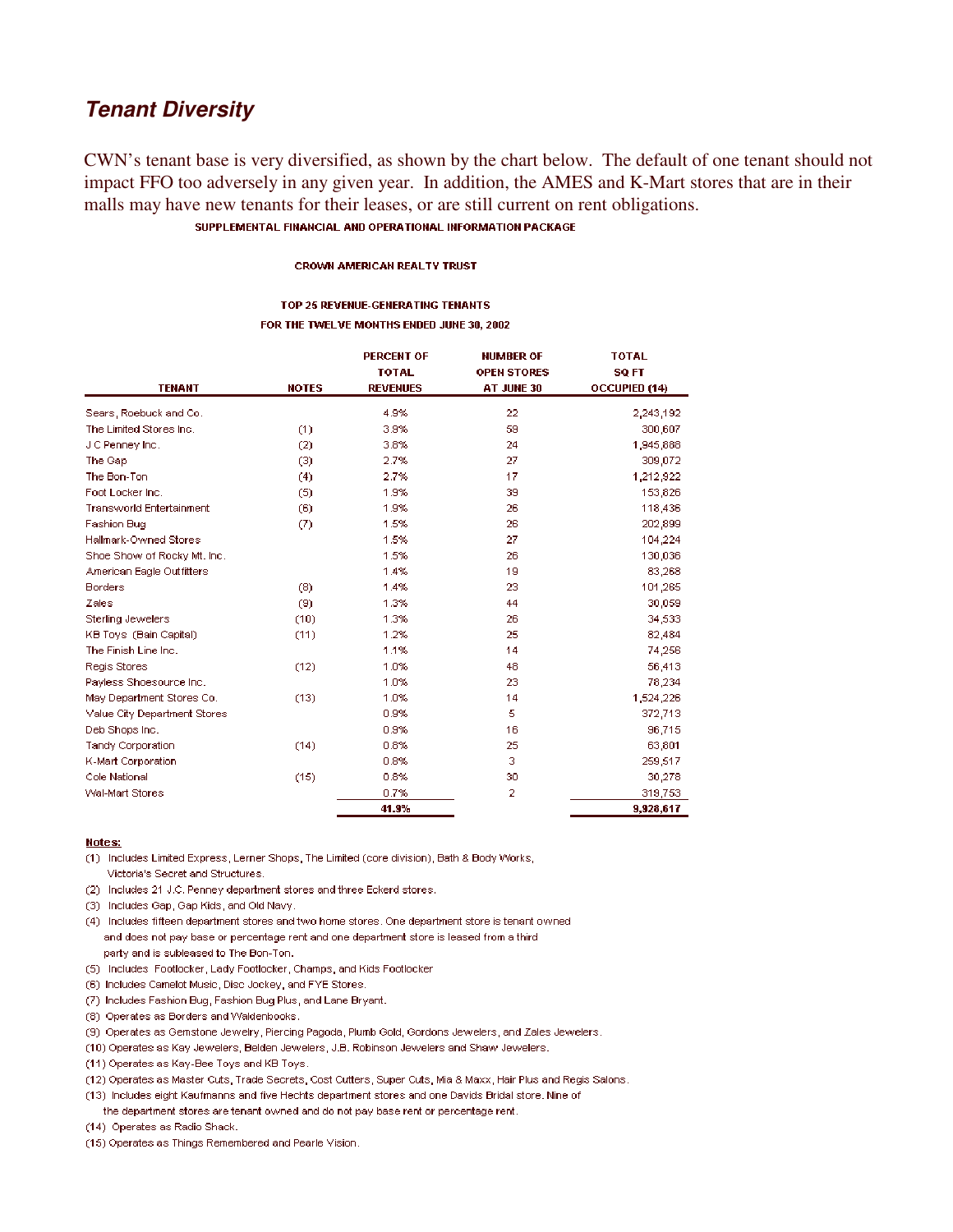## *Tenant Diversity*

CWN's tenant base is very diversified, as shown by the chart below. The default of one tenant should not impact FFO too adversely in any given year. In addition, the AMES and K-Mart stores that are in their malls may have new tenants for their leases, or are still current on rent obligations.

SUPPLEMENTAL FINANCIAL AND OPERATIONAL INFORMATION PACKAGE

CROWN AMERICAN REALTY TRUST

TOP 25 REVENUE-GENERATING TENANTS

FOR THE TWELVE MONTHS ENDED JUNE 30, 2002

| TENANT | NOTES | PERCENT OF TOTAL REVENUES | NUMBER OF OPEN STORES AT JUNE 30 | TOTAL SQ FT OCCUPIED (14) |
|---|---|---|---|---|
| Sears, Roebuck and Co. | | 4.9% | 22 | 2,243,192 |
| The Limited Stores Inc. | (1) | 3.9% | 59 | 300,607 |
| J C Penney Inc. | (2) | 3.8% | 24 | 1,945,888 |
| The Gap | (3) | 2.7% | 27 | 309,072 |
| The Bon-Ton | (4) | 2.7% | 17 | 1,212,922 |
| Foot Locker Inc. | (5) | 1.9% | 39 | 153,826 |
| Transworld Entertainment | (6) | 1.9% | 26 | 118,436 |
| Fashion Bug | (7) | 1.5% | 26 | 202,899 |
| Hallmark-Owned Stores | | 1.5% | 27 | 104,224 |
| Shoe Show of Rocky Mt. Inc. | | 1.5% | 26 | 130,036 |
| American Eagle Outfitters | | 1.4% | 19 | 83,268 |
| Borders | (8) | 1.4% | 23 | 101,265 |
| Zales | (9) | 1.3% | 44 | 30,059 |
| Sterling Jewelers | (10) | 1.3% | 26 | 34,533 |
| KB Toys (Bain Capital) | (11) | 1.2% | 25 | 82,484 |
| The Finish Line Inc. | | 1.1% | 14 | 74,256 |
| Regis Stores | (12) | 1.0% | 48 | 56,413 |
| Payless Shoesource Inc. | | 1.0% | 23 | 78,234 |
| May Department Stores Co. | (13) | 1.0% | 14 | 1,524,226 |
| Value City Department Stores | | 0.9% | 5 | 372,713 |
| Deb Shops Inc. | | 0.9% | 16 | 96,715 |
| Tandy Corporation | (14) | 0.8% | 25 | 63,801 |
| K-Mart Corporation | | 0.8% | 3 | 259,517 |
| Cole National | (15) | 0.8% | 30 | 30,278 |
| Wal-Mart Stores | | 0.7% | 2 | 319,753 |
| | | **41.9%** | | **9,928,617** |

**Notes:**

(1) Includes Limited Express, Lerner Shops, The Limited (core division), Bath & Body Works, Victoria's Secret and Structures.

(2) Includes 21 J.C. Penney department stores and three Eckerd stores.

(3) Includes Gap, Gap Kids, and Old Navy.

(4) Includes fifteen department stores and two home stores. One department store is tenant owned and does not pay base or percentage rent and one department store is leased from a third party and is subleased to The Bon-Ton.

(5) Includes Footlocker, Lady Footlocker, Champs, and Kids Footlocker

(6) Includes Camelot Music, Disc Jockey, and FYE Stores.

(7) Includes Fashion Bug, Fashion Bug Plus, and Lane Bryant.

(8) Operates as Borders and Waldenbooks.

(9) Operates as Gemstone Jewelry, Piercing Pagoda, Plumb Gold, Gordons Jewelers, and Zales Jewelers.

(10) Operates as Kay Jewelers, Belden Jewelers, J.B. Robinson Jewelers and Shaw Jewelers.

(11) Operates as Kay-Bee Toys and KB Toys.

(12) Operates as Master Cuts, Trade Secrets, Cost Cutters, Super Cuts, Mia & Maxx, Hair Plus and Regis Salons.

(13) Includes eight Kaufmanns and five Hechts department stores and one Davids Bridal store. Nine of the department stores are tenant owned and do not pay base rent or percentage rent.

(14) Operates as Radio Shack.

(15) Operates as Things Remembered and Pearle Vision.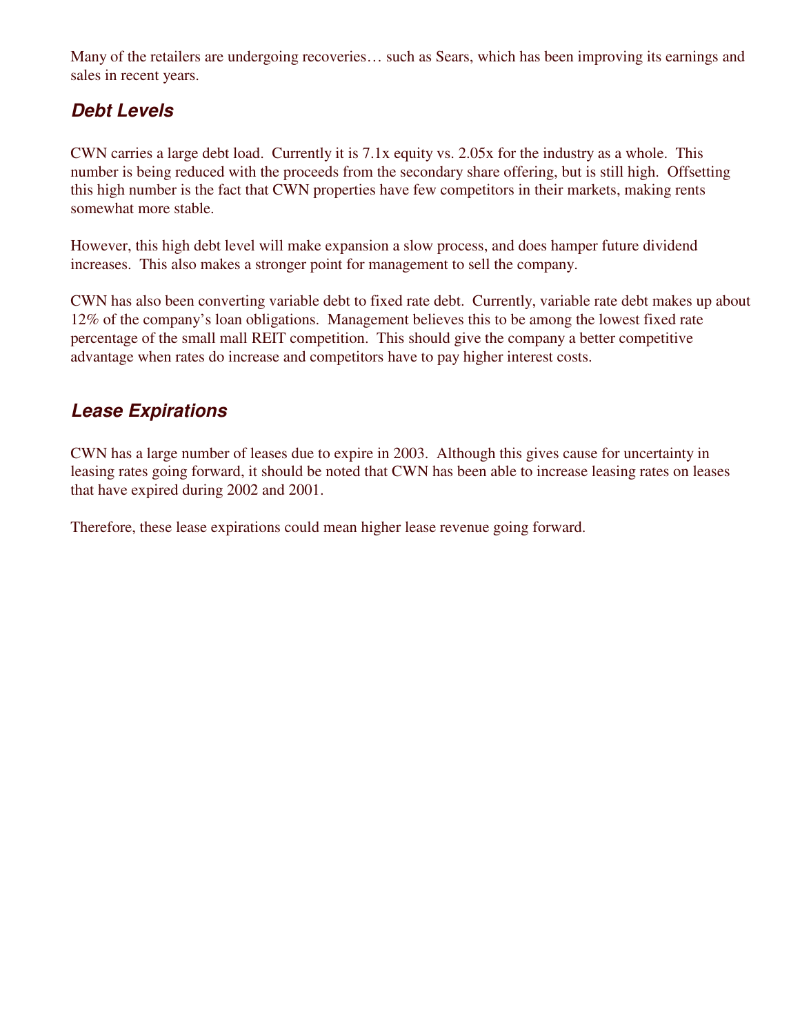Many of the retailers are undergoing recoveries… such as Sears, which has been improving its earnings and sales in recent years.

### *Debt Levels*

CWN carries a large debt load. Currently it is 7.1x equity vs. 2.05x for the industry as a whole. This number is being reduced with the proceeds from the secondary share offering, but is still high. Offsetting this high number is the fact that CWN properties have few competitors in their markets, making rents somewhat more stable.

However, this high debt level will make expansion a slow process, and does hamper future dividend increases. This also makes a stronger point for management to sell the company.

CWN has also been converting variable debt to fixed rate debt. Currently, variable rate debt makes up about 12% of the company's loan obligations. Management believes this to be among the lowest fixed rate percentage of the small mall REIT competition. This should give the company a better competitive advantage when rates do increase and competitors have to pay higher interest costs.

### *Lease Expirations*

CWN has a large number of leases due to expire in 2003. Although this gives cause for uncertainty in leasing rates going forward, it should be noted that CWN has been able to increase leasing rates on leases that have expired during 2002 and 2001.

Therefore, these lease expirations could mean higher lease revenue going forward.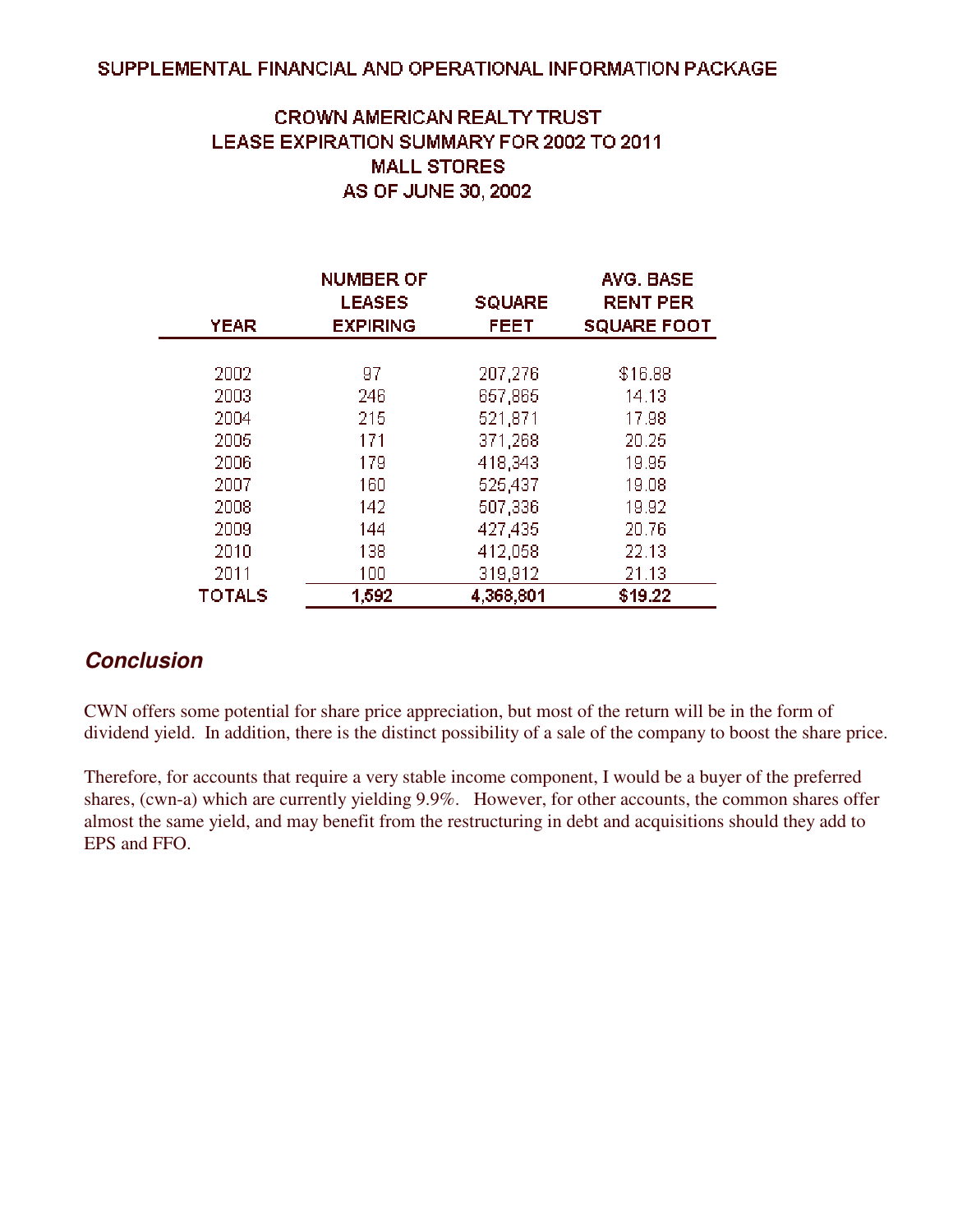SUPPLEMENTAL FINANCIAL AND OPERATIONAL INFORMATION PACKAGE

## CROWN AMERICAN REALTY TRUST
## LEASE EXPIRATION SUMMARY FOR 2002 TO 2011
## MALL STORES
## AS OF JUNE 30, 2002

| YEAR | NUMBER OF LEASES EXPIRING | SQUARE FEET | AVG. BASE RENT PER SQUARE FOOT |
|---|---|---|---|
| 2002 | 97 | 207,276 | $16.88 |
| 2003 | 246 | 657,865 | 14.13 |
| 2004 | 215 | 521,871 | 17.98 |
| 2005 | 171 | 371,268 | 20.25 |
| 2006 | 179 | 418,343 | 19.95 |
| 2007 | 160 | 525,437 | 19.08 |
| 2008 | 142 | 507,336 | 19.92 |
| 2009 | 144 | 427,435 | 20.76 |
| 2010 | 138 | 412,058 | 22.13 |
| 2011 | 100 | 319,912 | 21.13 |
| **TOTALS** | **1,592** | **4,368,801** | **$19.22** |

## *Conclusion*

CWN offers some potential for share price appreciation, but most of the return will be in the form of dividend yield. In addition, there is the distinct possibility of a sale of the company to boost the share price.

Therefore, for accounts that require a very stable income component, I would be a buyer of the preferred shares, (cwn-a) which are currently yielding 9.9%. However, for other accounts, the common shares offer almost the same yield, and may benefit from the restructuring in debt and acquisitions should they add to EPS and FFO.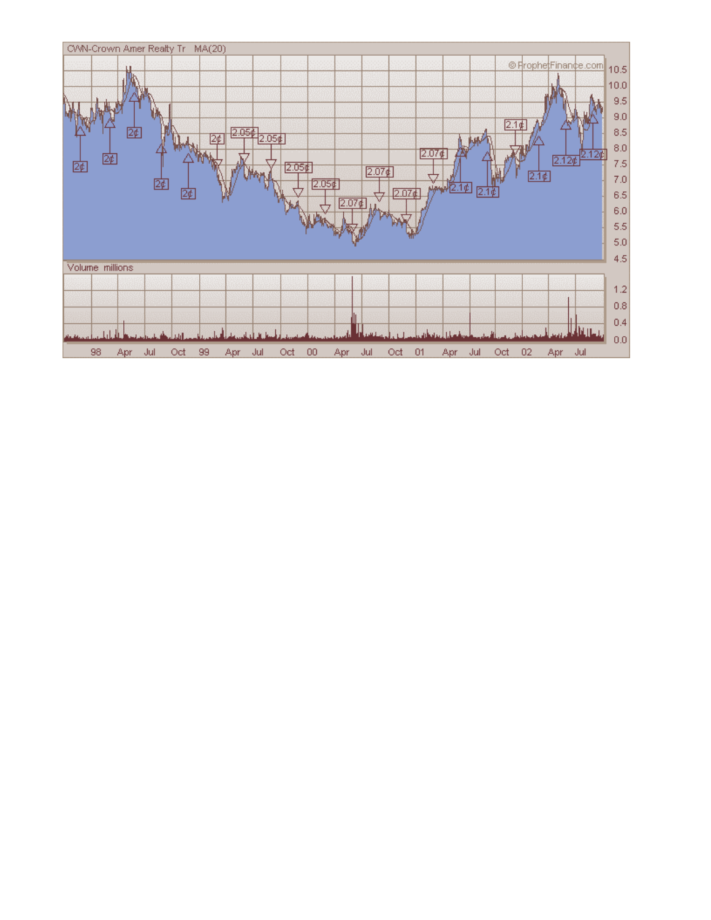CWN-Crown Amer Realty Tr MA(20)

© ProphetFinance.com

10.5
10.0
9.5
9.0
8.5
8.0
7.5
7.0
6.5
6.0
5.5
5.0
4.5

2¢ 2¢ 2¢ 2¢ 2¢ 2¢ 2.05¢ 2.05¢ 2.05¢ 2.05¢ 2.07¢ 2.07¢ 2.07¢ 2.07¢ 2.1¢ 2.1¢ 2.1¢ 2.1¢ 2.12¢ 2.12¢

Volume millions

1.2
0.8
0.4
0.0

98 Apr Jul Oct 99 Apr Jul Oct 00 Apr Jul Oct 01 Apr Jul Oct 02 Apr Jul